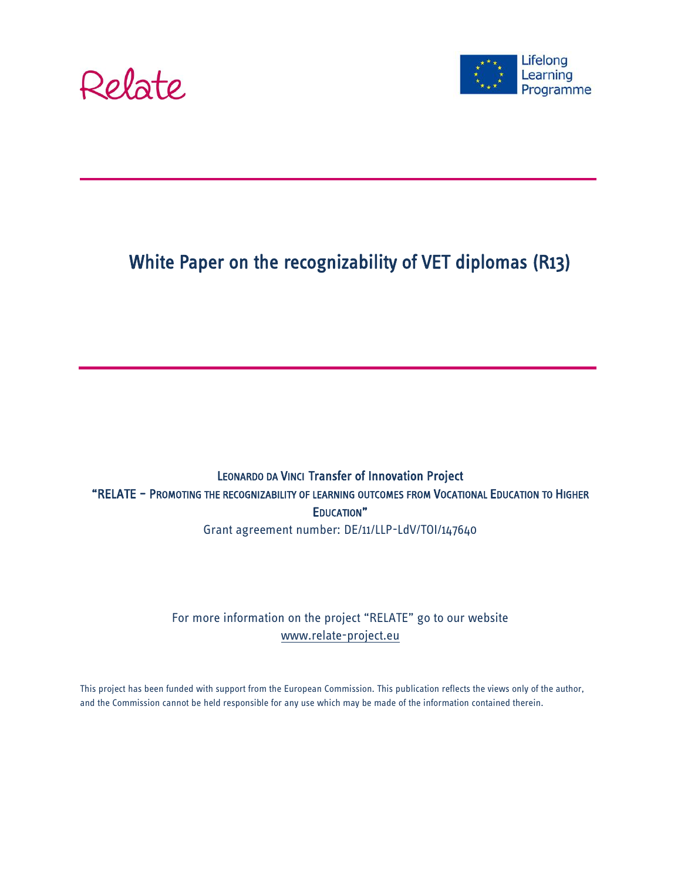Relate

Lifelong Learning Programme

# White Paper on the recognizability of VET diplomas (R13)

LEONARDO DA VINCI Transfer of Innovation Project

"RELATE – PROMOTING THE RECOGNIZABILITY OF LEARNING OUTCOMES FROM VOCATIONAL EDUCATION TO HIGHER EDUCATION"

Grant agreement number: DE/11/LLP-LdV/TOI/147640

For more information on the project "RELATE" go to our website
www.relate-project.eu

This project has been funded with support from the European Commission. This publication reflects the views only of the author, and the Commission cannot be held responsible for any use which may be made of the information contained therein.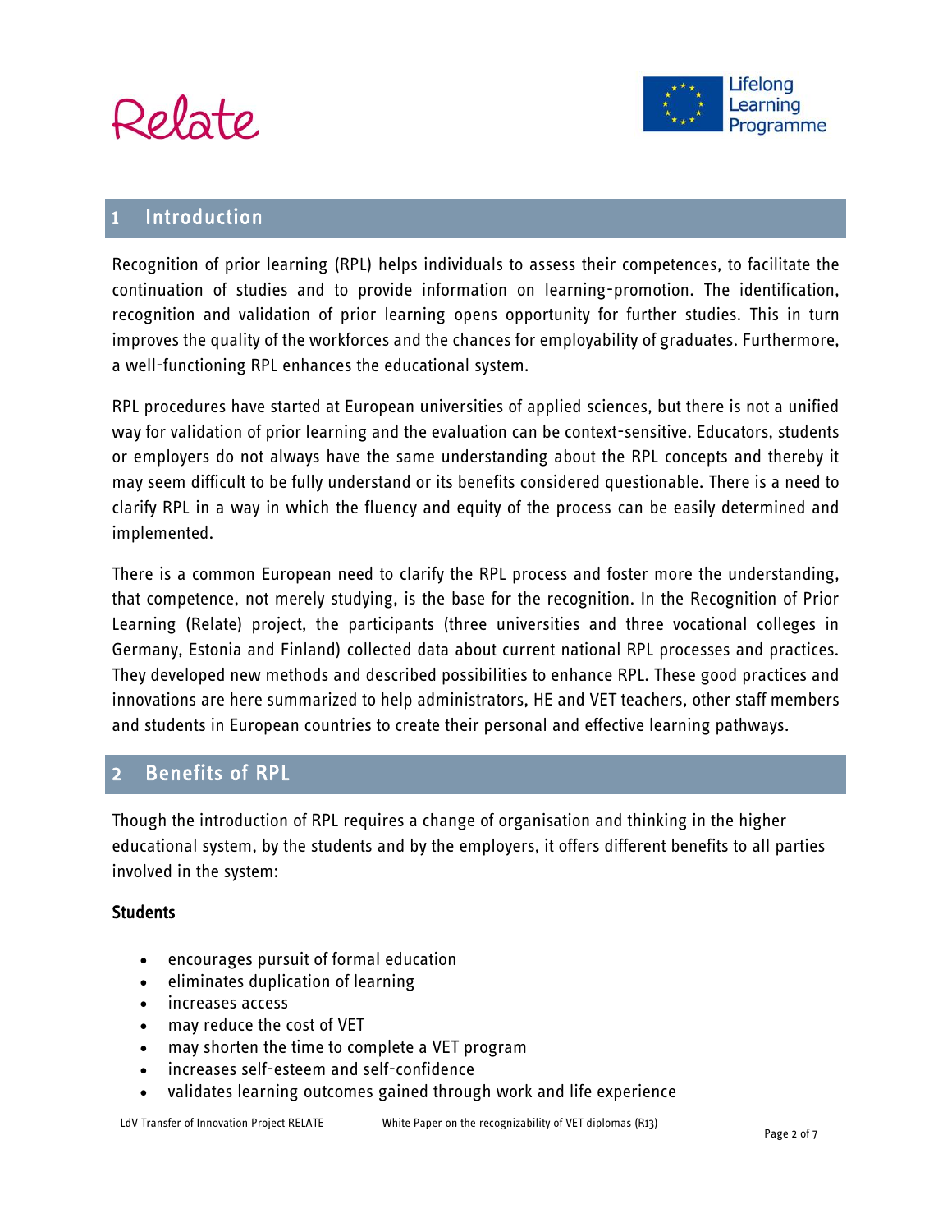## 1 Introduction

Recognition of prior learning (RPL) helps individuals to assess their competences, to facilitate the continuation of studies and to provide information on learning-promotion. The identification, recognition and validation of prior learning opens opportunity for further studies. This in turn improves the quality of the workforces and the chances for employability of graduates. Furthermore, a well-functioning RPL enhances the educational system.

RPL procedures have started at European universities of applied sciences, but there is not a unified way for validation of prior learning and the evaluation can be context-sensitive. Educators, students or employers do not always have the same understanding about the RPL concepts and thereby it may seem difficult to be fully understand or its benefits considered questionable. There is a need to clarify RPL in a way in which the fluency and equity of the process can be easily determined and implemented.

There is a common European need to clarify the RPL process and foster more the understanding, that competence, not merely studying, is the base for the recognition. In the Recognition of Prior Learning (Relate) project, the participants (three universities and three vocational colleges in Germany, Estonia and Finland) collected data about current national RPL processes and practices. They developed new methods and described possibilities to enhance RPL. These good practices and innovations are here summarized to help administrators, HE and VET teachers, other staff members and students in European countries to create their personal and effective learning pathways.

## 2 Benefits of RPL

Though the introduction of RPL requires a change of organisation and thinking in the higher educational system, by the students and by the employers, it offers different benefits to all parties involved in the system:

### Students

- encourages pursuit of formal education
- eliminates duplication of learning
- increases access
- may reduce the cost of VET
- may shorten the time to complete a VET program
- increases self-esteem and self-confidence
- validates learning outcomes gained through work and life experience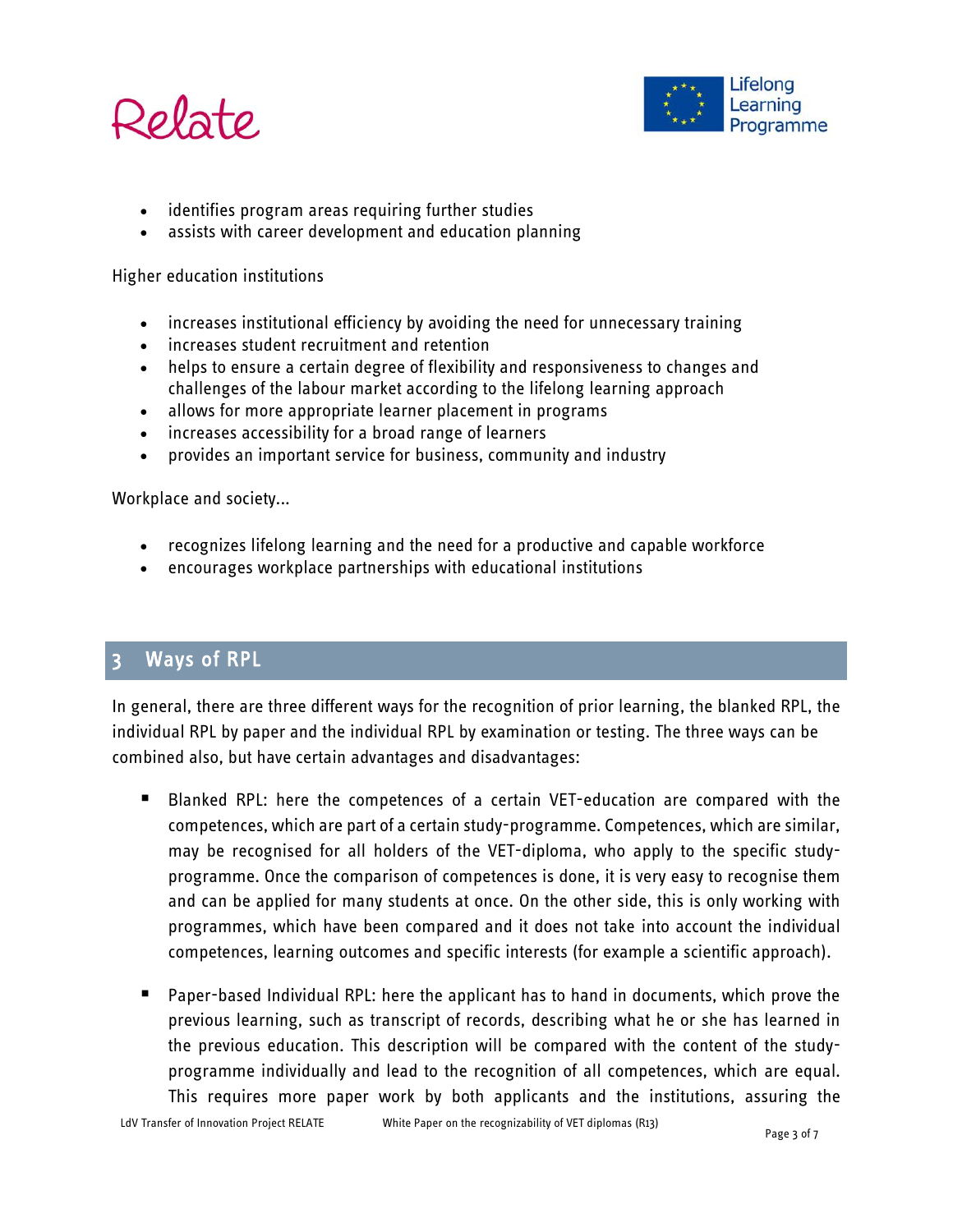- identifies program areas requiring further studies
- assists with career development and education planning

Higher education institutions

- increases institutional efficiency by avoiding the need for unnecessary training
- increases student recruitment and retention
- helps to ensure a certain degree of flexibility and responsiveness to changes and challenges of the labour market according to the lifelong learning approach
- allows for more appropriate learner placement in programs
- increases accessibility for a broad range of learners
- provides an important service for business, community and industry

Workplace and society...

- recognizes lifelong learning and the need for a productive and capable workforce
- encourages workplace partnerships with educational institutions

## 3 Ways of RPL

In general, there are three different ways for the recognition of prior learning, the blanked RPL, the individual RPL by paper and the individual RPL by examination or testing. The three ways can be combined also, but have certain advantages and disadvantages:

- Blanked RPL: here the competences of a certain VET-education are compared with the competences, which are part of a certain study-programme. Competences, which are similar, may be recognised for all holders of the VET-diploma, who apply to the specific study-programme. Once the comparison of competences is done, it is very easy to recognise them and can be applied for many students at once. On the other side, this is only working with programmes, which have been compared and it does not take into account the individual competences, learning outcomes and specific interests (for example a scientific approach).

- Paper-based Individual RPL: here the applicant has to hand in documents, which prove the previous learning, such as transcript of records, describing what he or she has learned in the previous education. This description will be compared with the content of the study-programme individually and lead to the recognition of all competences, which are equal. This requires more paper work by both applicants and the institutions, assuring the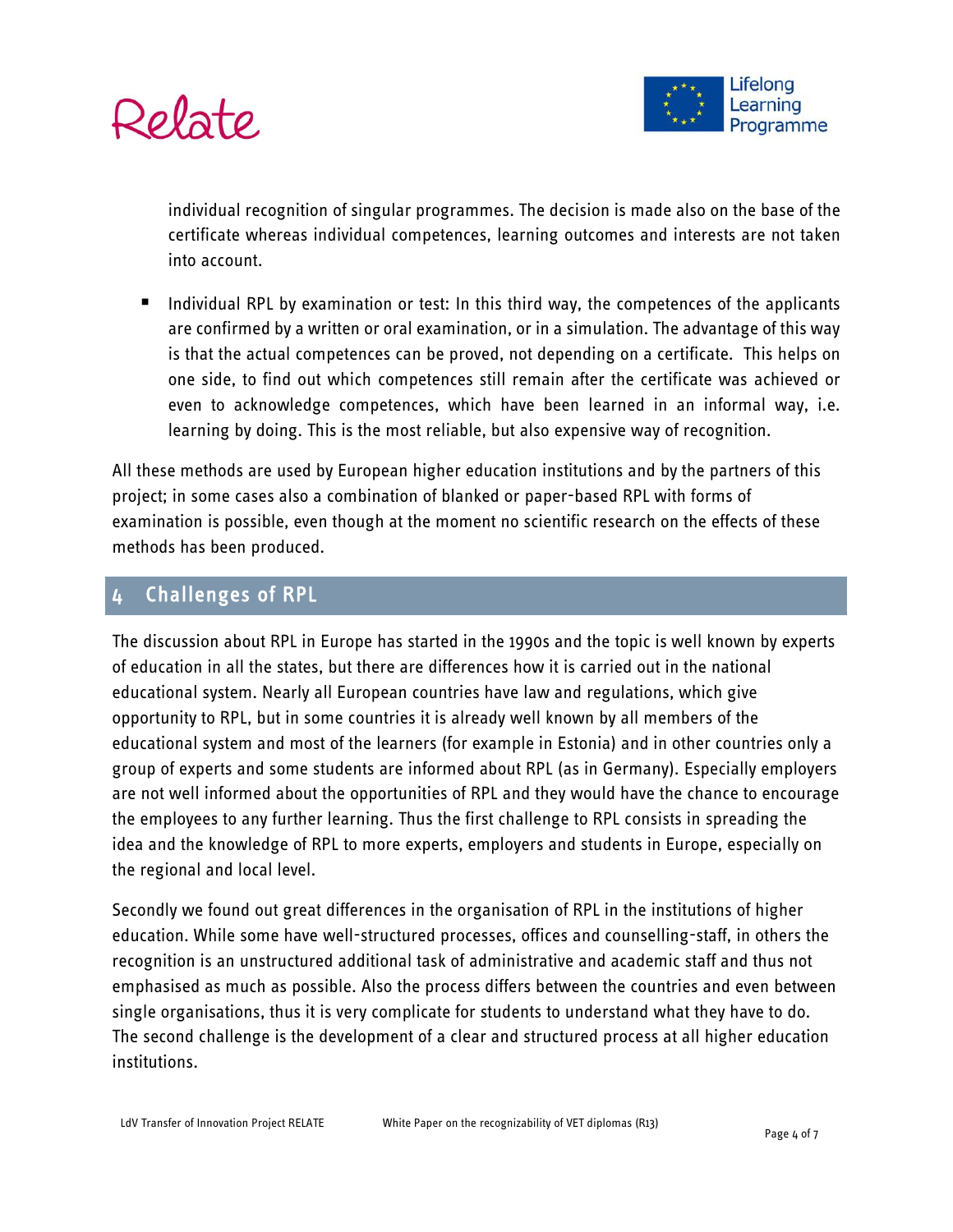individual recognition of singular programmes. The decision is made also on the base of the certificate whereas individual competences, learning outcomes and interests are not taken into account.

- Individual RPL by examination or test: In this third way, the competences of the applicants are confirmed by a written or oral examination, or in a simulation. The advantage of this way is that the actual competences can be proved, not depending on a certificate. This helps on one side, to find out which competences still remain after the certificate was achieved or even to acknowledge competences, which have been learned in an informal way, i.e. learning by doing. This is the most reliable, but also expensive way of recognition.

All these methods are used by European higher education institutions and by the partners of this project; in some cases also a combination of blanked or paper-based RPL with forms of examination is possible, even though at the moment no scientific research on the effects of these methods has been produced.

## 4 Challenges of RPL

The discussion about RPL in Europe has started in the 1990s and the topic is well known by experts of education in all the states, but there are differences how it is carried out in the national educational system. Nearly all European countries have law and regulations, which give opportunity to RPL, but in some countries it is already well known by all members of the educational system and most of the learners (for example in Estonia) and in other countries only a group of experts and some students are informed about RPL (as in Germany). Especially employers are not well informed about the opportunities of RPL and they would have the chance to encourage the employees to any further learning. Thus the first challenge to RPL consists in spreading the idea and the knowledge of RPL to more experts, employers and students in Europe, especially on the regional and local level.

Secondly we found out great differences in the organisation of RPL in the institutions of higher education. While some have well-structured processes, offices and counselling-staff, in others the recognition is an unstructured additional task of administrative and academic staff and thus not emphasised as much as possible. Also the process differs between the countries and even between single organisations, thus it is very complicate for students to understand what they have to do. The second challenge is the development of a clear and structured process at all higher education institutions.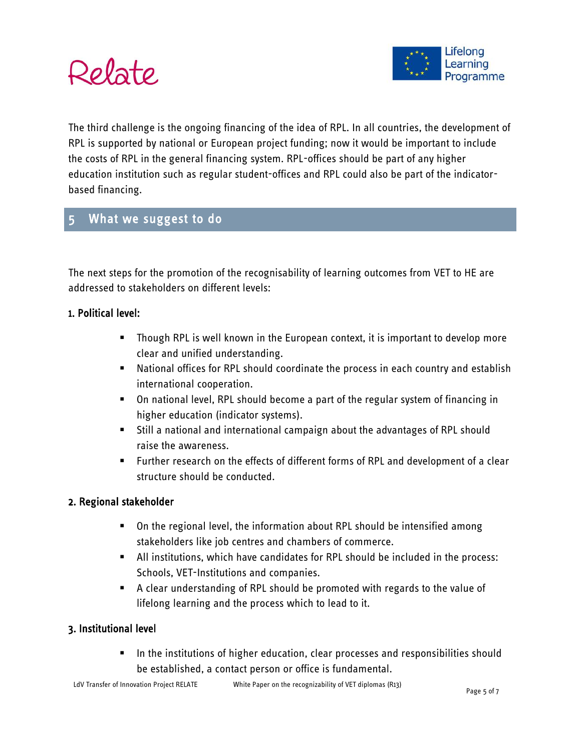The third challenge is the ongoing financing of the idea of RPL. In all countries, the development of RPL is supported by national or European project funding; now it would be important to include the costs of RPL in the general financing system. RPL-offices should be part of any higher education institution such as regular student-offices and RPL could also be part of the indicator-based financing.

## 5 What we suggest to do

The next steps for the promotion of the recognisability of learning outcomes from VET to HE are addressed to stakeholders on different levels:

**1. Political level:**

- Though RPL is well known in the European context, it is important to develop more clear and unified understanding.
- National offices for RPL should coordinate the process in each country and establish international cooperation.
- On national level, RPL should become a part of the regular system of financing in higher education (indicator systems).
- Still a national and international campaign about the advantages of RPL should raise the awareness.
- Further research on the effects of different forms of RPL and development of a clear structure should be conducted.

**2. Regional stakeholder**

- On the regional level, the information about RPL should be intensified among stakeholders like job centres and chambers of commerce.
- All institutions, which have candidates for RPL should be included in the process: Schools, VET-Institutions and companies.
- A clear understanding of RPL should be promoted with regards to the value of lifelong learning and the process which to lead to it.

**3. Institutional level**

- In the institutions of higher education, clear processes and responsibilities should be established, a contact person or office is fundamental.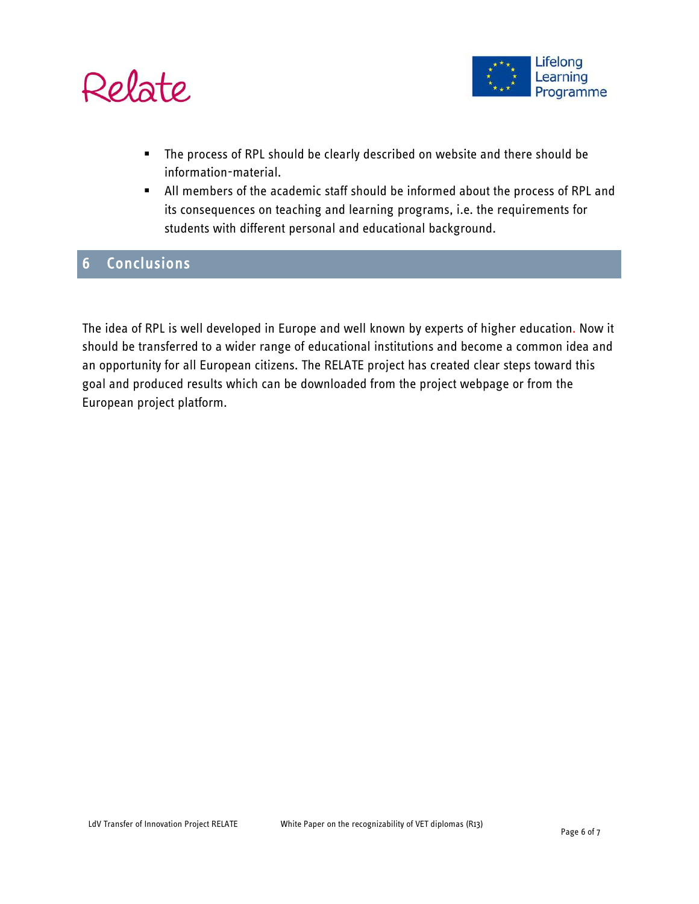- The process of RPL should be clearly described on website and there should be information-material.
- All members of the academic staff should be informed about the process of RPL and its consequences on teaching and learning programs, i.e. the requirements for students with different personal and educational background.

# 6 Conclusions

The idea of RPL is well developed in Europe and well known by experts of higher education. Now it should be transferred to a wider range of educational institutions and become a common idea and an opportunity for all European citizens. The RELATE project has created clear steps toward this goal and produced results which can be downloaded from the project webpage or from the European project platform.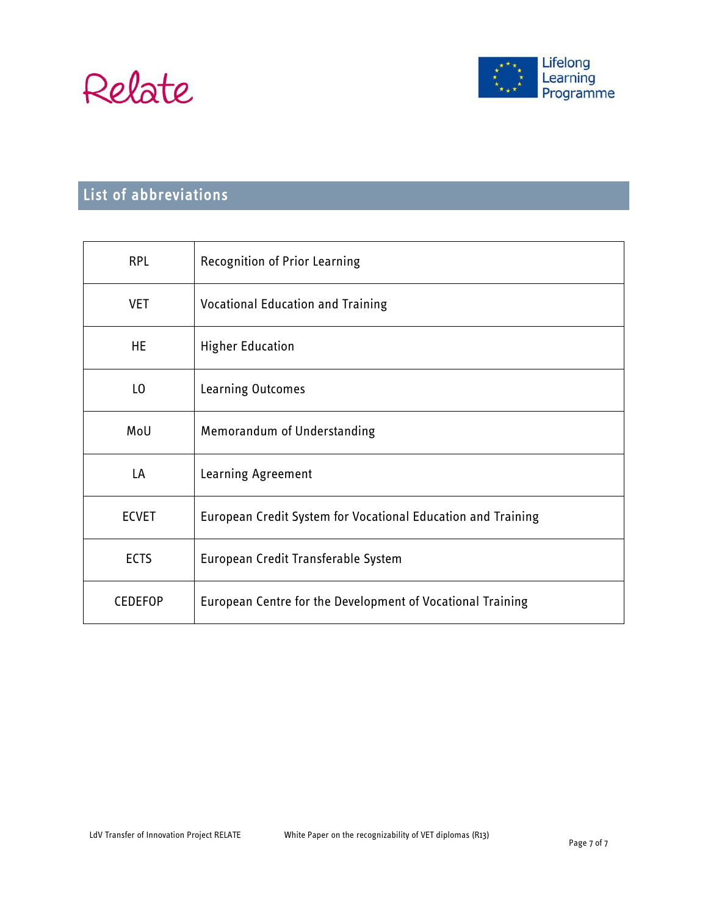## List of abbreviations

| | |
|---|---|
| RPL | Recognition of Prior Learning |
| VET | Vocational Education and Training |
| HE | Higher Education |
| LO | Learning Outcomes |
| MoU | Memorandum of Understanding |
| LA | Learning Agreement |
| ECVET | European Credit System for Vocational Education and Training |
| ECTS | European Credit Transferable System |
| CEDEFOP | European Centre for the Development of Vocational Training |